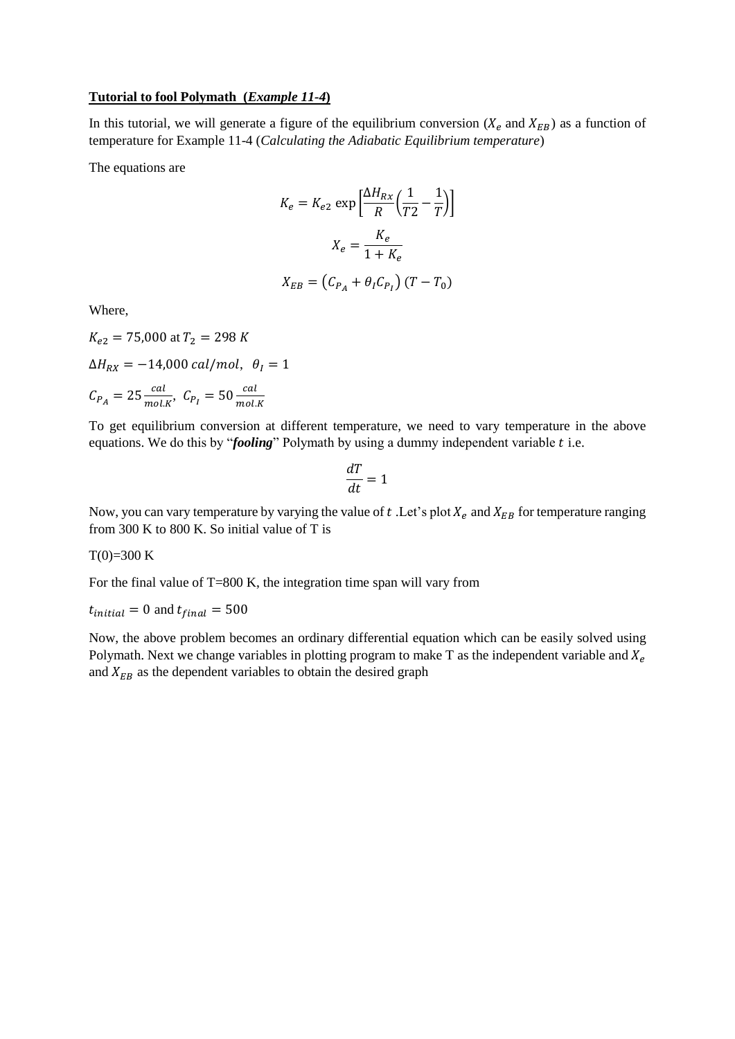**Tutorial to fool Polymath (*Example 11-4*)**

In this tutorial, we will generate a figure of the equilibrium conversion ($X_e$ and $X_{EB}$) as a function of temperature for Example 11-4 (*Calculating the Adiabatic Equilibrium temperature*)

The equations are

$$K_e = K_{e2}\,\exp\left[\frac{\Delta H_{Rx}}{R}\left(\frac{1}{T2} - \frac{1}{T}\right)\right]$$

$$X_e = \frac{K_e}{1 + K_e}$$

$$X_{EB} = \left(C_{P_A} + \theta_I C_{P_I}\right)(T - T_0)$$

Where,

$K_{e2} = 75{,}000$ at $T_2 = 298\ K$

$\Delta H_{RX} = -14{,}000\ cal/mol,\ \ \theta_I = 1$

$C_{P_A} = 25\,\frac{cal}{mol.K},\ C_{P_I} = 50\,\frac{cal}{mol.K}$

To get equilibrium conversion at different temperature, we need to vary temperature in the above equations. We do this by "***fooling***" Polymath by using a dummy independent variable $t$ i.e.

$$\frac{dT}{dt} = 1$$

Now, you can vary temperature by varying the value of $t$ .Let's plot $X_e$ and $X_{EB}$ for temperature ranging from 300 K to 800 K. So initial value of T is

T(0)=300 K

For the final value of T=800 K, the integration time span will vary from

$t_{initial} = 0$ and $t_{final} = 500$

Now, the above problem becomes an ordinary differential equation which can be easily solved using Polymath. Next we change variables in plotting program to make T as the independent variable and $X_e$ and $X_{EB}$ as the dependent variables to obtain the desired graph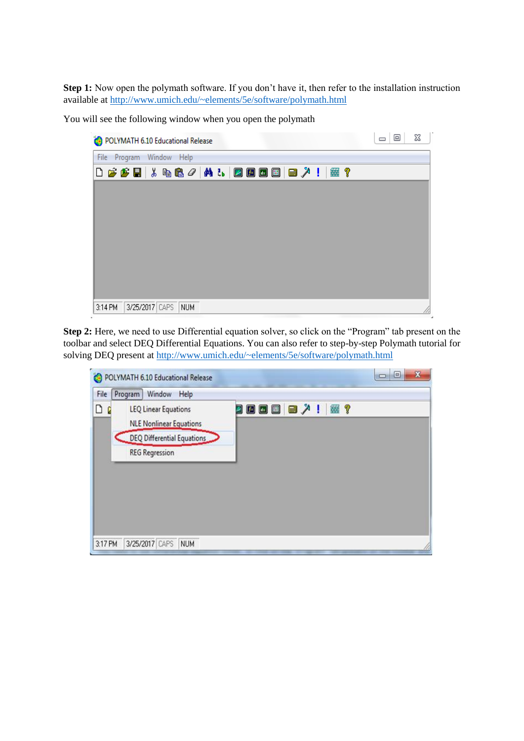**Step 1:** Now open the polymath software. If you don't have it, then refer to the installation instruction available at http://www.umich.edu/~elements/5e/software/polymath.html

You will see the following window when you open the polymath

**Step 2:** Here, we need to use Differential equation solver, so click on the "Program" tab present on the toolbar and select DEQ Differential Equations. You can also refer to step-by-step Polymath tutorial for solving DEQ present at http://www.umich.edu/~elements/5e/software/polymath.html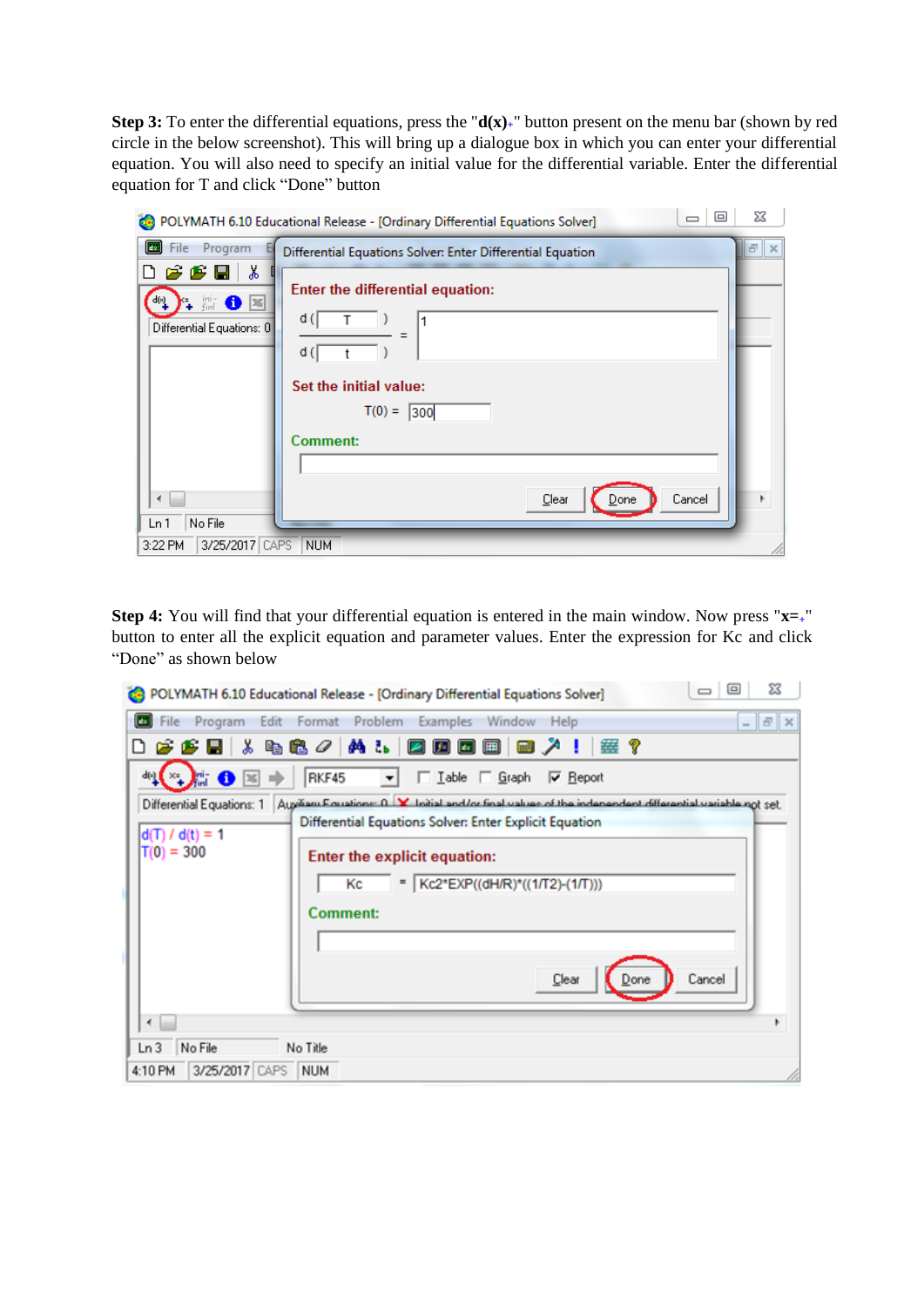**Step 3:** To enter the differential equations, press the "**d(x)**$_+$" button present on the menu bar (shown by red circle in the below screenshot). This will bring up a dialogue box in which you can enter your differential equation. You will also need to specify an initial value for the differential variable. Enter the differential equation for T and click "Done" button

**Step 4:** You will find that your differential equation is entered in the main window. Now press "**x=**$_+$" button to enter all the explicit equation and parameter values. Enter the expression for Kc and click "Done" as shown below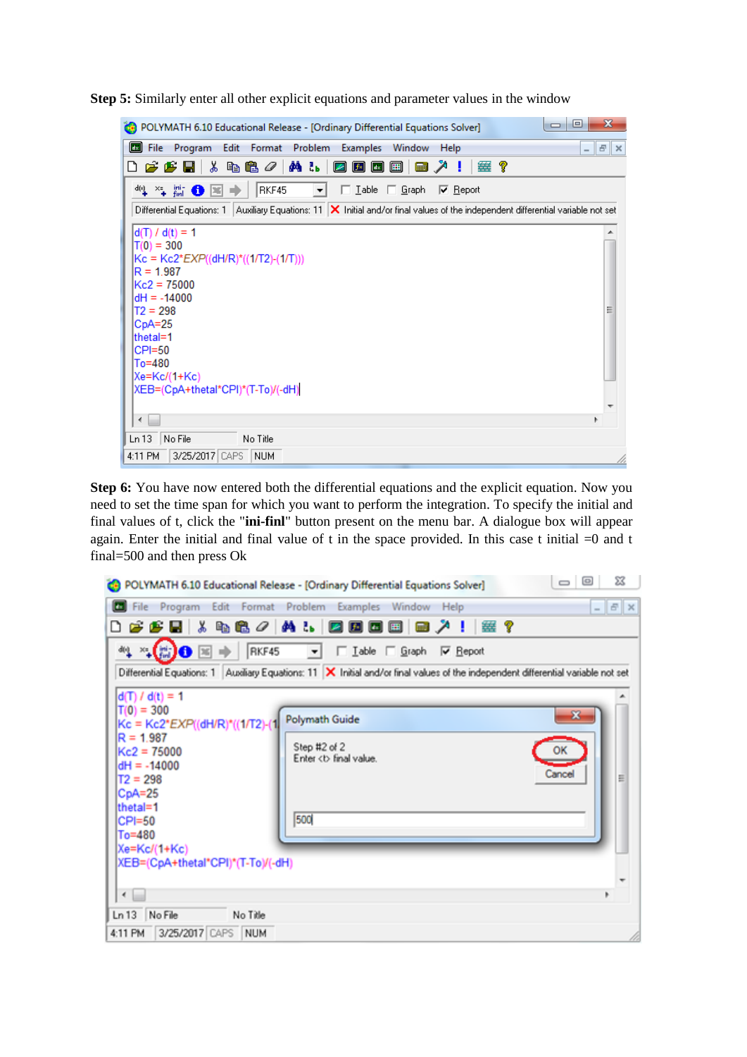**Step 5:** Similarly enter all other explicit equations and parameter values in the window

**Step 6:** You have now entered both the differential equations and the explicit equation. Now you need to set the time span for which you want to perform the integration. To specify the initial and final values of t, click the "**ini-finl**" button present on the menu bar. A dialogue box will appear again. Enter the initial and final value of t in the space provided. In this case t initial =0 and t final=500 and then press Ok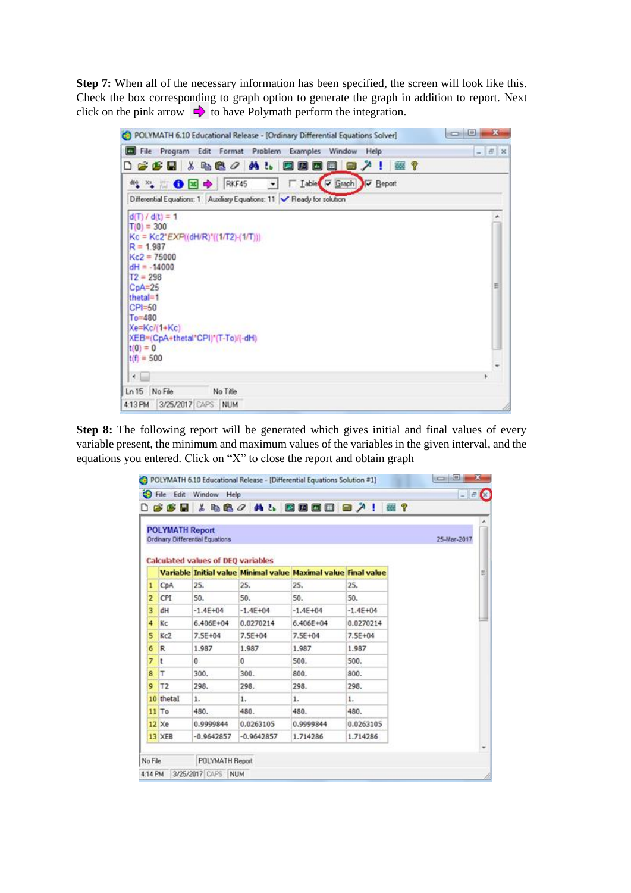**Step 7:** When all of the necessary information has been specified, the screen will look like this. Check the box corresponding to graph option to generate the graph in addition to report. Next click on the pink arrow ➡ to have Polymath perform the integration.

```
d(T) / d(t) = 1
T(0) = 300
Kc = Kc2*EXP((dH/R)*((1/T2)-(1/T)))
R = 1.987
Kc2 = 75000
dH = -14000
T2 = 298
CpA=25
thetal=1
CPI=50
To=480
Xe=Kc/(1+Kc)
XEB=(CpA+thetal*CPI)*(T-To)/(-dH)
t(0) = 0
t(f) = 500
```

**Step 8:** The following report will be generated which gives initial and final values of every variable present, the minimum and maximum values of the variables in the given interval, and the equations you entered. Click on "X" to close the report and obtain graph

**POLYMATH Report**
Ordinary Differential Equations — 25-Mar-2017

**Calculated values of DEQ variables**

| | Variable | Initial value | Minimal value | Maximal value | Final value |
|---|---|---|---|---|---|
| 1 | CpA | 25. | 25. | 25. | 25. |
| 2 | CPI | 50. | 50. | 50. | 50. |
| 3 | dH | -1.4E+04 | -1.4E+04 | -1.4E+04 | -1.4E+04 |
| 4 | Kc | 6.406E+04 | 0.0270214 | 6.406E+04 | 0.0270214 |
| 5 | Kc2 | 7.5E+04 | 7.5E+04 | 7.5E+04 | 7.5E+04 |
| 6 | R | 1.987 | 1.987 | 1.987 | 1.987 |
| 7 | t | 0 | 0 | 500. | 500. |
| 8 | T | 300. | 300. | 800. | 800. |
| 9 | T2 | 298. | 298. | 298. | 298. |
| 10 | thetal | 1. | 1. | 1. | 1. |
| 11 | To | 480. | 480. | 480. | 480. |
| 12 | Xe | 0.9999844 | 0.0263105 | 0.9999844 | 0.0263105 |
| 13 | XEB | -0.9642857 | -0.9642857 | 1.714286 | 1.714286 |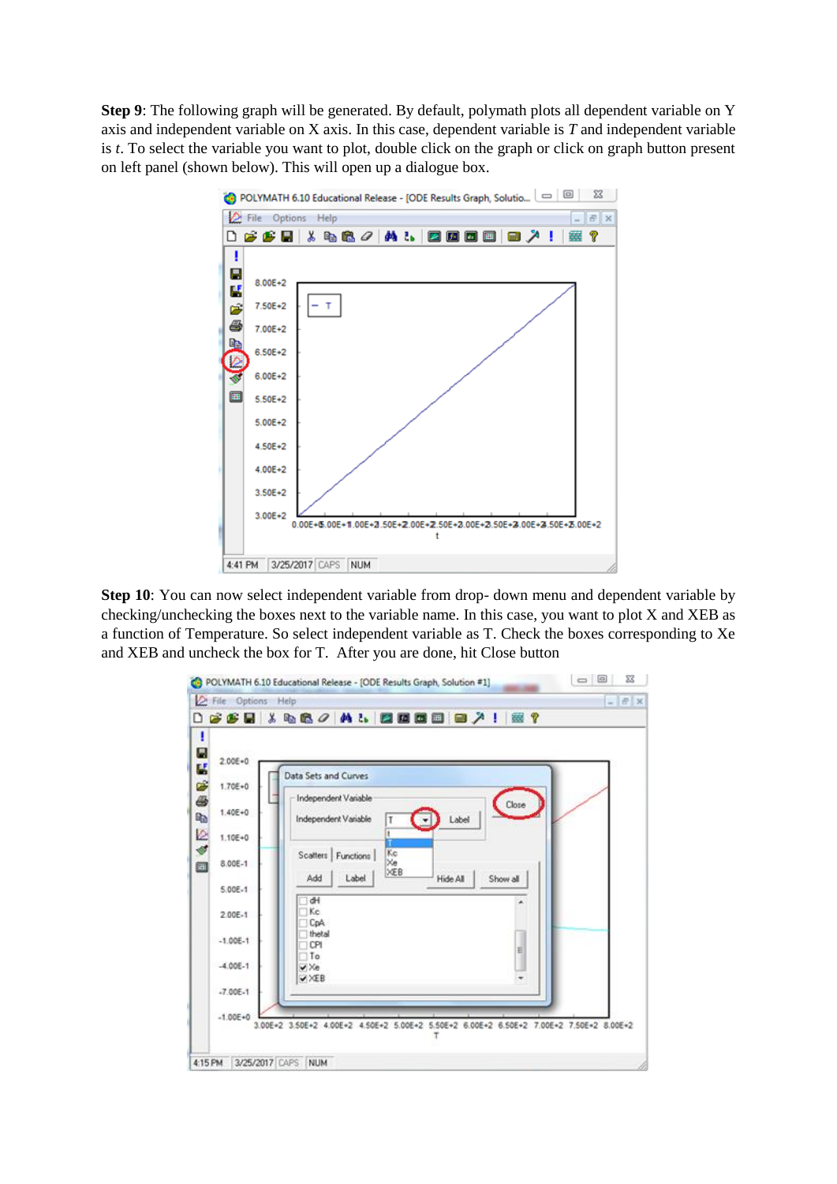**Step 9**: The following graph will be generated. By default, polymath plots all dependent variable on Y axis and independent variable on X axis. In this case, dependent variable is *T* and independent variable is *t*. To select the variable you want to plot, double click on the graph or click on graph button present on left panel (shown below). This will open up a dialogue box.

**Step 10**: You can now select independent variable from drop- down menu and dependent variable by checking/unchecking the boxes next to the variable name. In this case, you want to plot X and XEB as a function of Temperature. So select independent variable as T. Check the boxes corresponding to Xe and XEB and uncheck the box for T. After you are done, hit Close button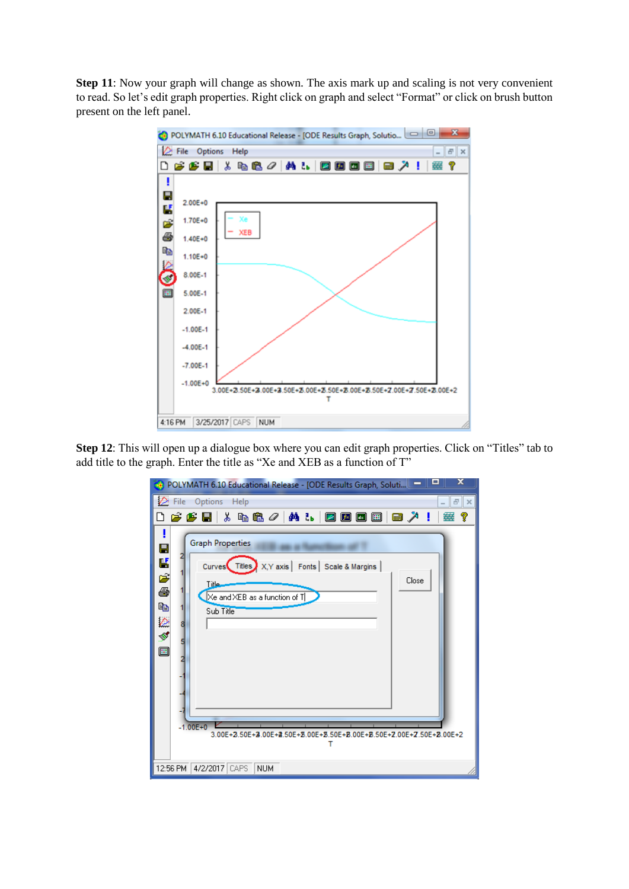**Step 11**: Now your graph will change as shown. The axis mark up and scaling is not very convenient to read. So let's edit graph properties. Right click on graph and select "Format" or click on brush button present on the left panel.

**Step 12**: This will open up a dialogue box where you can edit graph properties. Click on "Titles" tab to add title to the graph. Enter the title as "Xe and XEB as a function of T"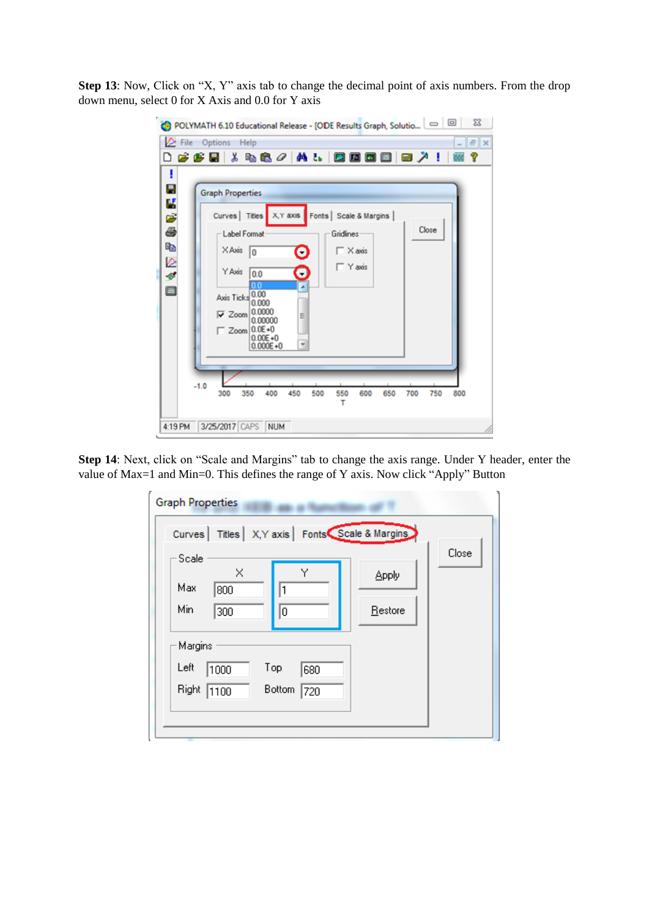**Step 13**: Now, Click on “X, Y” axis tab to change the decimal point of axis numbers. From the drop down menu, select 0 for X Axis and 0.0 for Y axis

**Step 14**: Next, click on “Scale and Margins” tab to change the axis range. Under Y header, enter the value of Max=1 and Min=0. This defines the range of Y axis. Now click “Apply” Button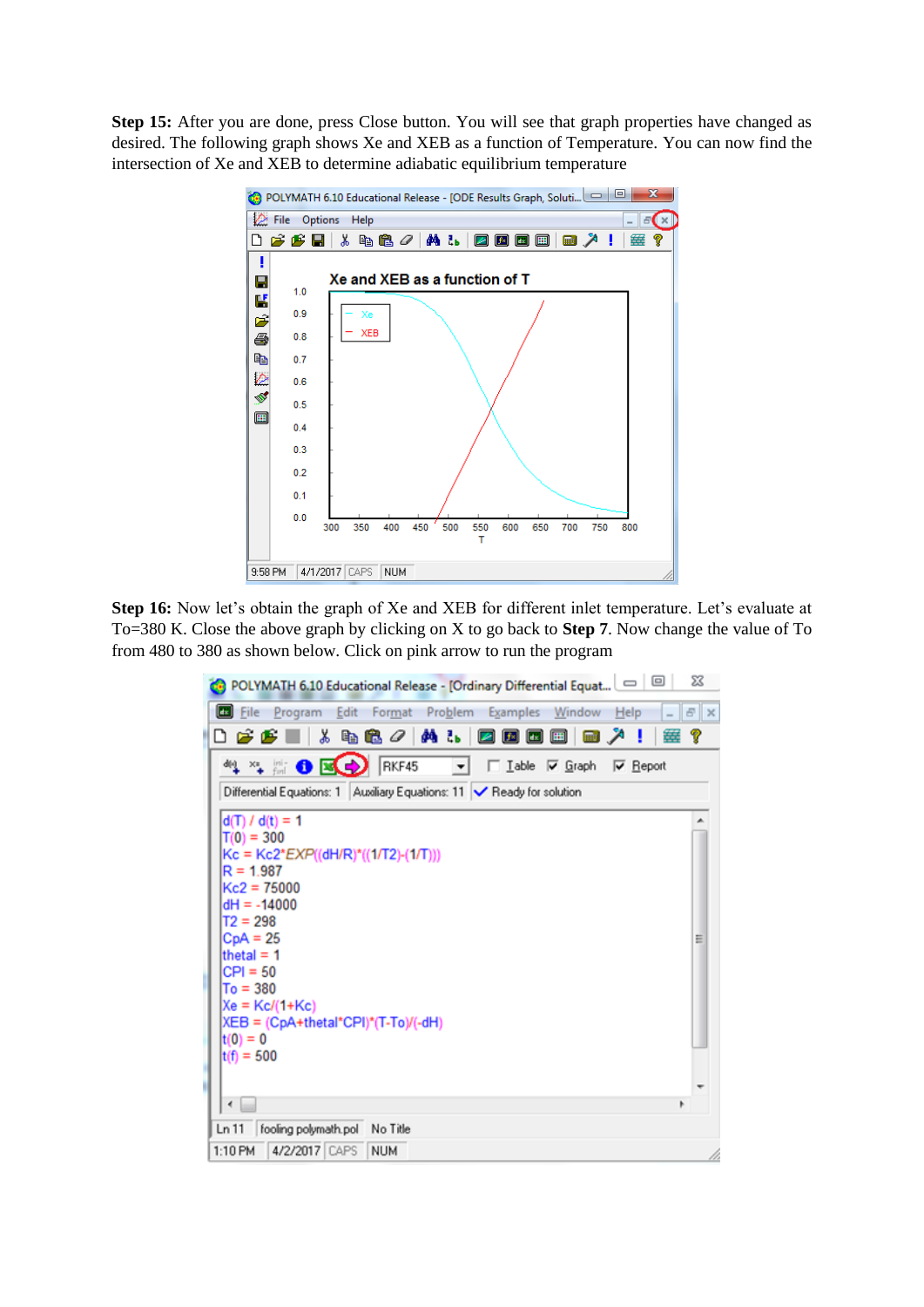**Step 15:** After you are done, press Close button. You will see that graph properties have changed as desired. The following graph shows Xe and XEB as a function of Temperature. You can now find the intersection of Xe and XEB to determine adiabatic equilibrium temperature

**Step 16:** Now let's obtain the graph of Xe and XEB for different inlet temperature. Let's evaluate at To=380 K. Close the above graph by clicking on X to go back to **Step 7**. Now change the value of To from 480 to 380 as shown below. Click on pink arrow to run the program

```
d(T) / d(t) = 1
T(0) = 300
Kc = Kc2*EXP((dH/R)*((1/T2)-(1/T)))
R = 1.987
Kc2 = 75000
dH = -14000
T2 = 298
CpA = 25
thetal = 1
CPl = 50
To = 380
Xe = Kc/(1+Kc)
XEB = (CpA+thetal*CPl)*(T-To)/(-dH)
t(0) = 0
t(f) = 500
```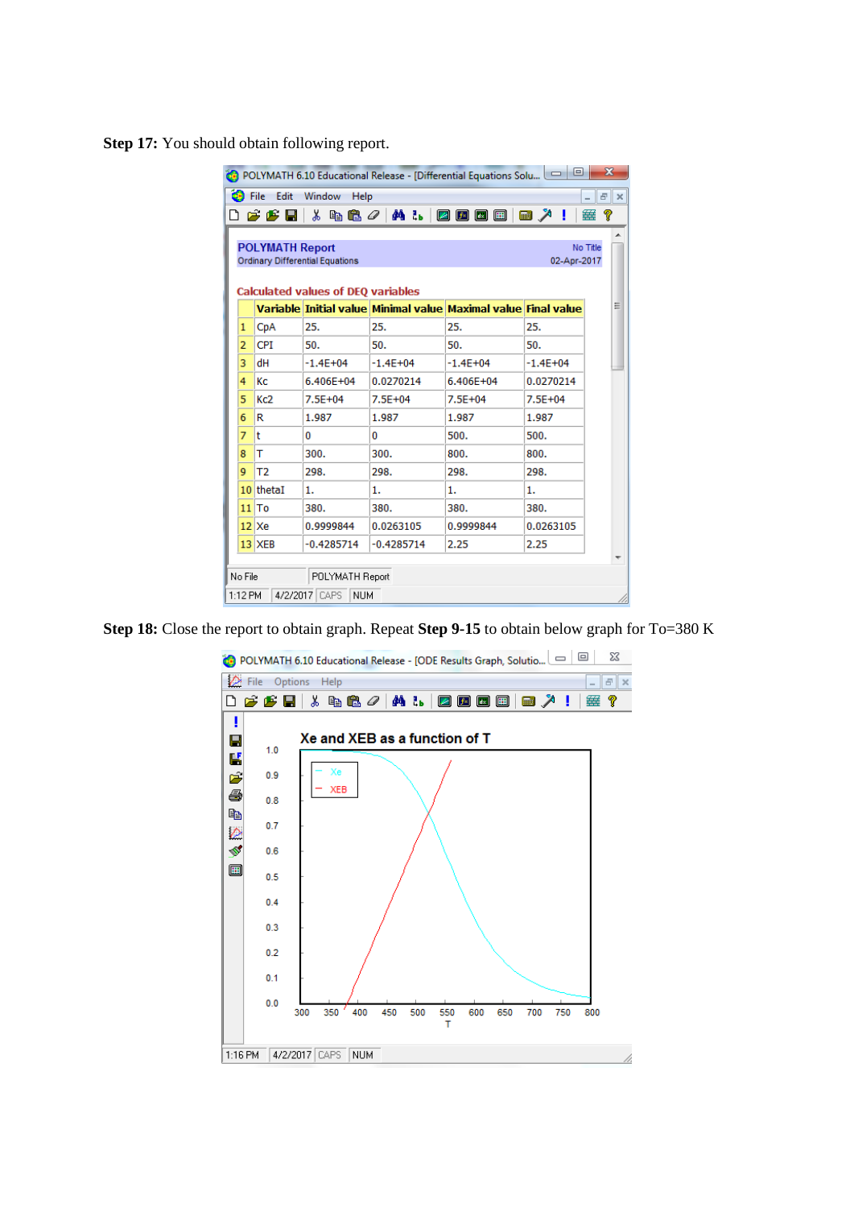**Step 17:** You should obtain following report.

POLYMATH 6.10 Educational Release - [Differential Equations Solu...

File Edit Window Help

**POLYMATH Report**
Ordinary Differential Equations

No Title
02-Apr-2017

**Calculated values of DEQ variables**

| | Variable | Initial value | Minimal value | Maximal value | Final value |
|---|---|---|---|---|---|
| 1 | CpA | 25. | 25. | 25. | 25. |
| 2 | CPI | 50. | 50. | 50. | 50. |
| 3 | dH | -1.4E+04 | -1.4E+04 | -1.4E+04 | -1.4E+04 |
| 4 | Kc | 6.406E+04 | 0.0270214 | 6.406E+04 | 0.0270214 |
| 5 | Kc2 | 7.5E+04 | 7.5E+04 | 7.5E+04 | 7.5E+04 |
| 6 | R | 1.987 | 1.987 | 1.987 | 1.987 |
| 7 | t | 0 | 0 | 500. | 500. |
| 8 | T | 300. | 300. | 800. | 800. |
| 9 | T2 | 298. | 298. | 298. | 298. |
| 10 | thetaI | 1. | 1. | 1. | 1. |
| 11 | To | 380. | 380. | 380. | 380. |
| 12 | Xe | 0.9999844 | 0.0263105 | 0.9999844 | 0.0263105 |
| 13 | XEB | -0.4285714 | -0.4285714 | 2.25 | 2.25 |

No File | POLYMATH Report
1:12 PM | 4/2/2017 | CAPS | NUM

**Step 18:** Close the report to obtain graph. Repeat **Step 9-15** to obtain below graph for To=380 K

POLYMATH 6.10 Educational Release - [ODE Results Graph, Solutio...

File Options Help

Xe and XEB as a function of T

Xe
XEB

1.0
0.9
0.8
0.7
0.6
0.5
0.4
0.3
0.2
0.1
0.0

300 350 400 450 500 550 600 650 700 750 800
T

1:16 PM | 4/2/2017 | CAPS | NUM